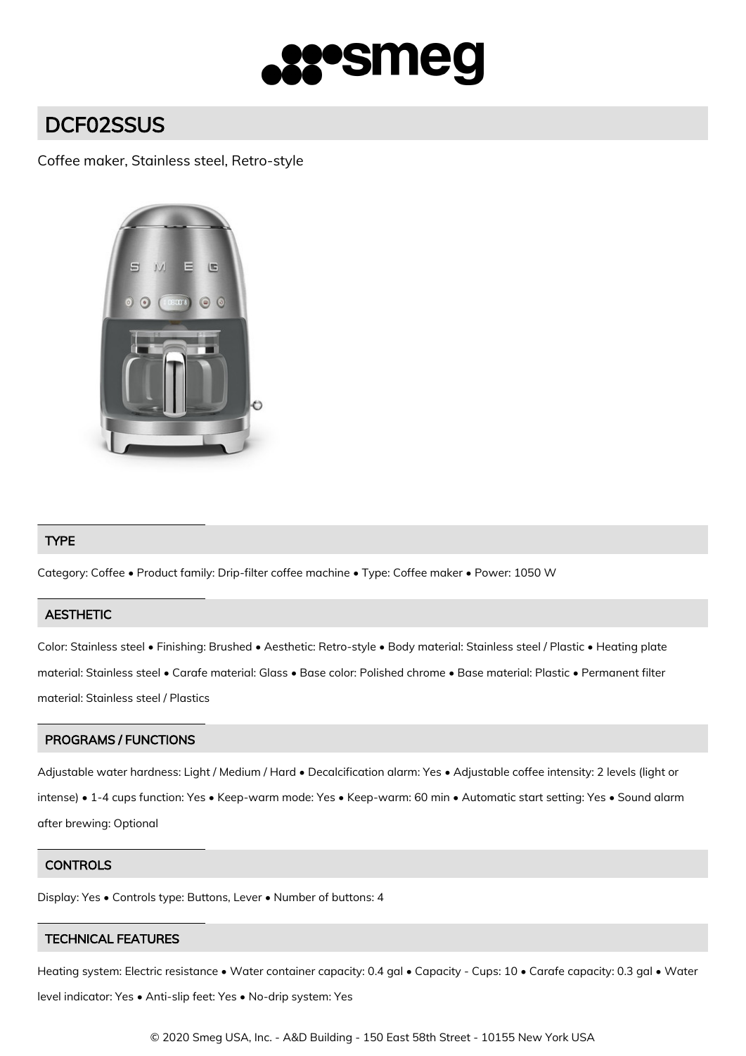# DCF02SSUS

Coffee maker, Stainless steel, Retro-style

## TYPE

Category: Coffee • Product family: Drip-filter coffee machine • Type: Coffee maker • Power: 1050 W

## AESTHETIC

Color: Stainless steel • Finishing: Brushed • Aesthetic: Retro-style • Body material: Stainless steel / Plastic • Heating plate material: Stainless steel • Carafe material: Glass • Base color: Polished chrome • Base material: Plastic • Permanent filter material: Stainless steel / Plastics

## PROGRAMS / FUNCTIONS

Adjustable water hardness: Light / Medium / Hard • Decalcification alarm: Yes • Adjustable coffee intensity: 2 levels (light or intense) • 1-4 cups function: Yes • Keep-warm mode: Yes • Keep-warm: 60 min • Automatic start setting: Yes • Sound alarm after brewing: Optional

## CONTROLS

Display: Yes • Controls type: Buttons, Lever • Number of buttons: 4

## TECHNICAL FEATURES

Heating system: Electric resistance • Water container capacity: 0.4 gal • Capacity - Cups: 10 • Carafe capacity: 0.3 gal • Water level indicator: Yes • Anti-slip feet: Yes • No-drip system: Yes

© 2020 Smeg USA, Inc. - A&D Building - 150 East 58th Street - 10155 New York USA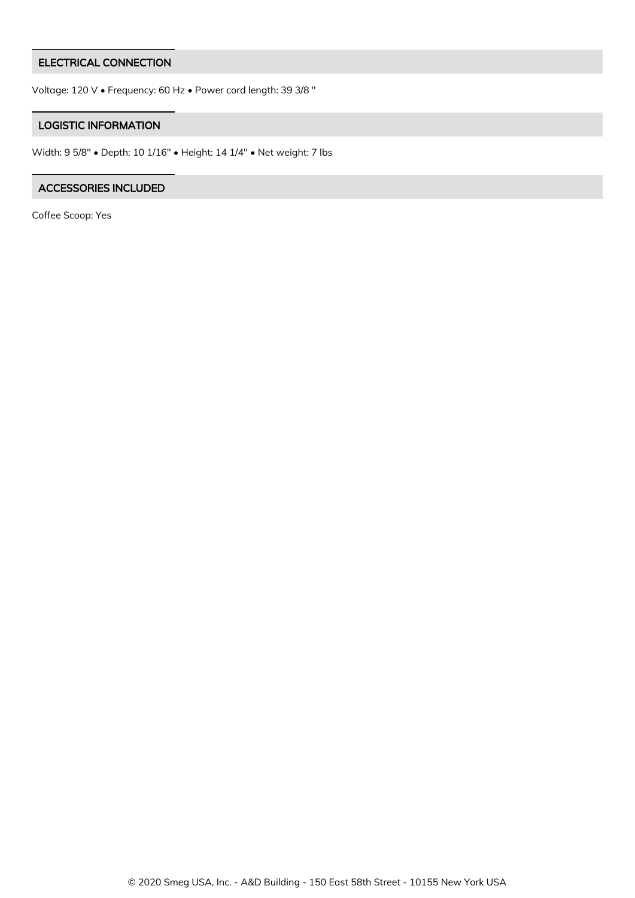## ELECTRICAL CONNECTION

Voltage: 120 V • Frequency: 60 Hz • Power cord length: 39 3/8 "

## LOGISTIC INFORMATION

Width: 9 5/8" • Depth: 10 1/16" • Height: 14 1/4" • Net weight: 7 lbs

## ACCESSORIES INCLUDED

Coffee Scoop: Yes

© 2020 Smeg USA, Inc. - A&D Building - 150 East 58th Street - 10155 New York USA